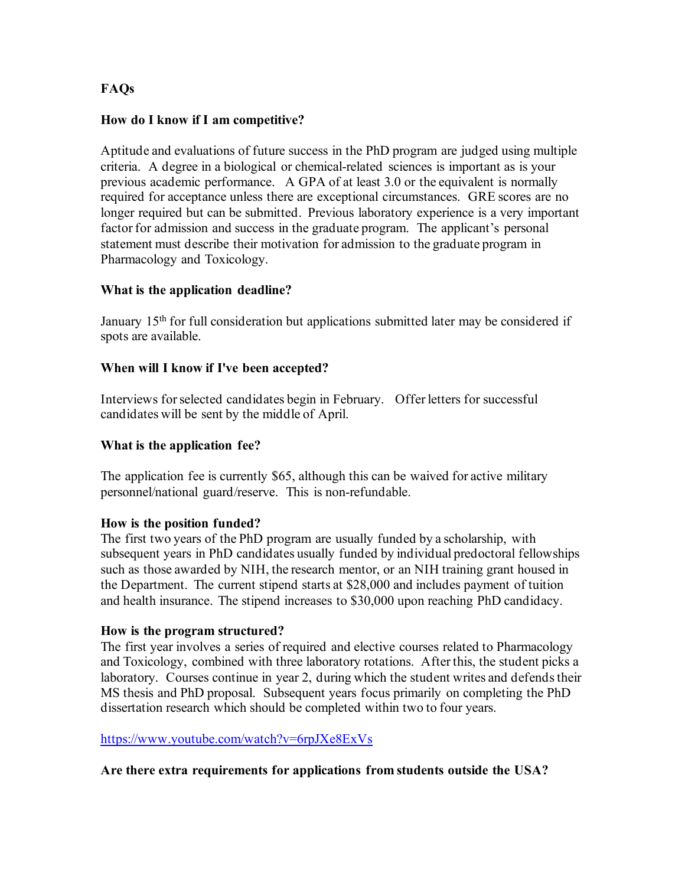# FAQs

## How do I know if I am competitive?

Aptitude and evaluations of future success in the PhD program are judged using multiple criteria. A degree in a biological or chemical-related sciences is important as is your previous academic performance. A GPA of at least 3.0 or the equivalent is normally required for acceptance unless there are exceptional circumstances. GRE scores are no longer required but can be submitted. Previous laboratory experience is a very important factor for admission and success in the graduate program. The applicant's personal statement must describe their motivation for admission to the graduate program in Pharmacology and Toxicology.

## What is the application deadline?

January 15th for full consideration but applications submitted later may be considered if spots are available.

## When will I know if I've been accepted?

Interviews for selected candidates begin in February. Offer letters for successful candidates will be sent by the middle of April.

## What is the application fee?

The application fee is currently $65, although this can be waived for active military personnel/national guard/reserve. This is non-refundable.

## How is the position funded?

The first two years of the PhD program are usually funded by a scholarship, with subsequent years in PhD candidates usually funded by individual predoctoral fellowships such as those awarded by NIH, the research mentor, or an NIH training grant housed in the Department. The current stipend starts at $28,000 and includes payment of tuition and health insurance. The stipend increases to $30,000 upon reaching PhD candidacy.

## How is the program structured?

The first year involves a series of required and elective courses related to Pharmacology and Toxicology, combined with three laboratory rotations. After this, the student picks a laboratory. Courses continue in year 2, during which the student writes and defends their MS thesis and PhD proposal. Subsequent years focus primarily on completing the PhD dissertation research which should be completed within two to four years.

https://www.youtube.com/watch?v=6rpJXe8ExVs

## Are there extra requirements for applications from students outside the USA?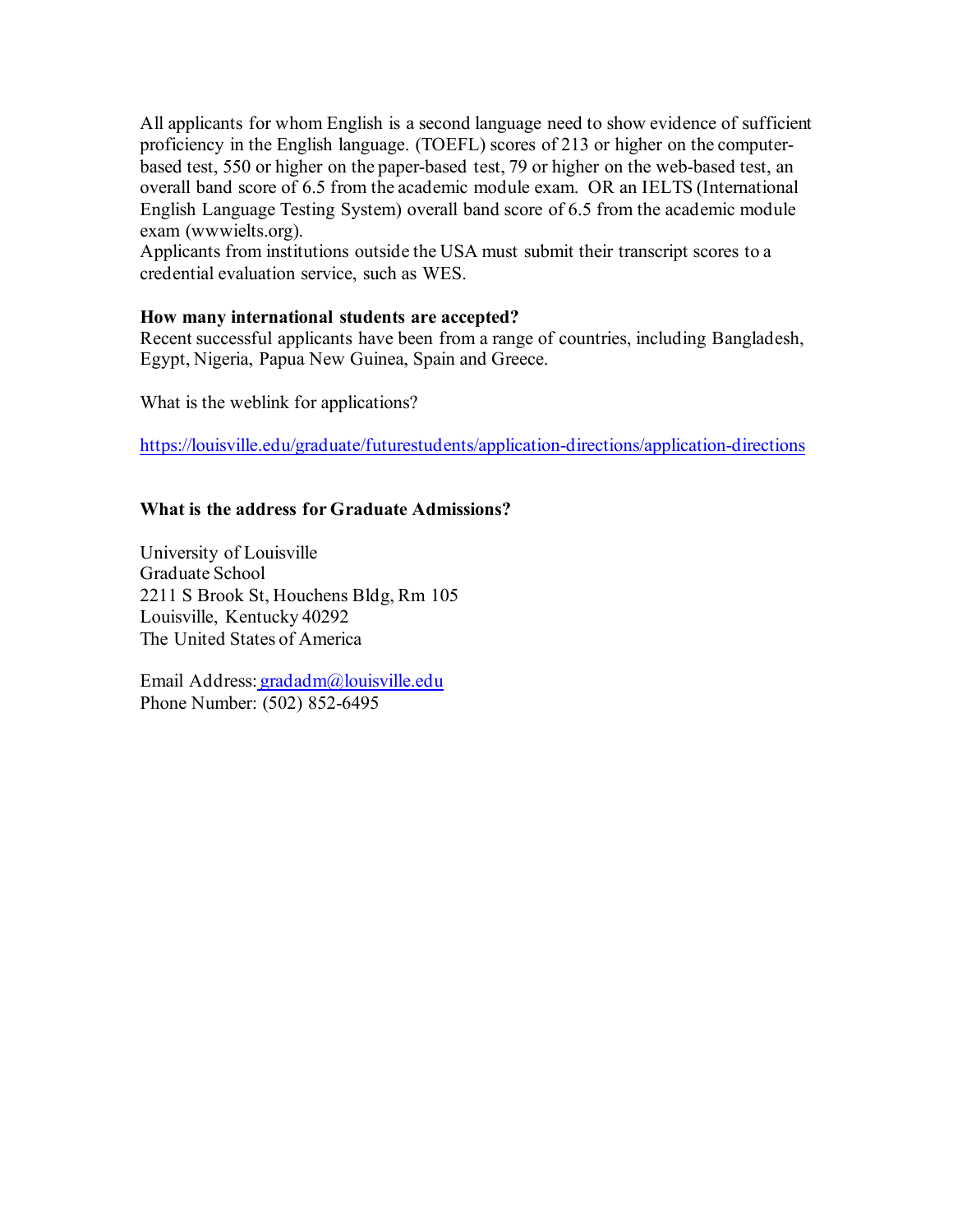All applicants for whom English is a second language need to show evidence of sufficient proficiency in the English language. (TOEFL) scores of 213 or higher on the computer-based test, 550 or higher on the paper-based test, 79 or higher on the web-based test, an overall band score of 6.5 from the academic module exam. OR an IELTS (International English Language Testing System) overall band score of 6.5 from the academic module exam (wwwielts.org).
Applicants from institutions outside the USA must submit their transcript scores to a credential evaluation service, such as WES.

**How many international students are accepted?**
Recent successful applicants have been from a range of countries, including Bangladesh, Egypt, Nigeria, Papua New Guinea, Spain and Greece.

What is the weblink for applications?

https://louisville.edu/graduate/futurestudents/application-directions/application-directions

**What is the address for Graduate Admissions?**

University of Louisville
Graduate School
2211 S Brook St, Houchens Bldg, Rm 105
Louisville, Kentucky 40292
The United States of America

Email Address: gradadm@louisville.edu
Phone Number: (502) 852-6495